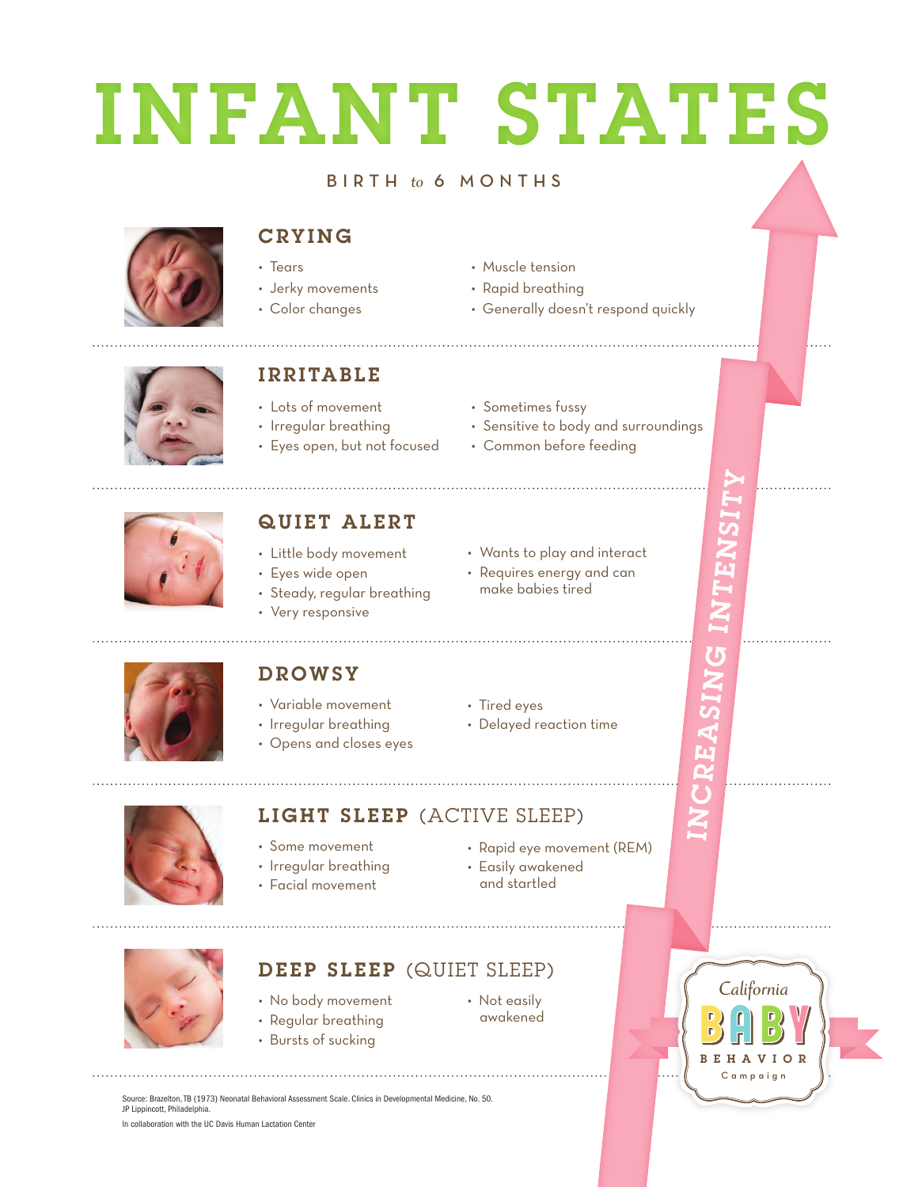# INFANT STATES

BIRTH *to* 6 MONTHS

## CRYING

- Tears
- Jerky movements
- Color changes
- Muscle tension
- Rapid breathing
- Generally doesn't respond quickly

## IRRITABLE

- Lots of movement
- Irregular breathing
- Eyes open, but not focused
- Sometimes fussy
- Sensitive to body and surroundings
- Common before feeding

## QUIET ALERT

- Little body movement
- Eyes wide open
- Steady, regular breathing
- Very responsive
- Wants to play and interact
- Requires energy and can make babies tired

## DROWSY

- Variable movement
- Irregular breathing
- Opens and closes eyes
- Tired eyes
- Delayed reaction time

## LIGHT SLEEP (ACTIVE SLEEP)

- Some movement
- Irregular breathing
- Facial movement
- Rapid eye movement (REM)
- Easily awakened and startled

## DEEP SLEEP (QUIET SLEEP)

- No body movement
- Regular breathing
- Bursts of sucking
- Not easily awakened

INCREASING INTENSITY

California BABY BEHAVIOR Campaign

Source: Brazelton, TB (1973) Neonatal Behavioral Assessment Scale. Clinics in Developmental Medicine, No. 50. JP Lippincott, Philadelphia.

In collaboration with the UC Davis Human Lactation Center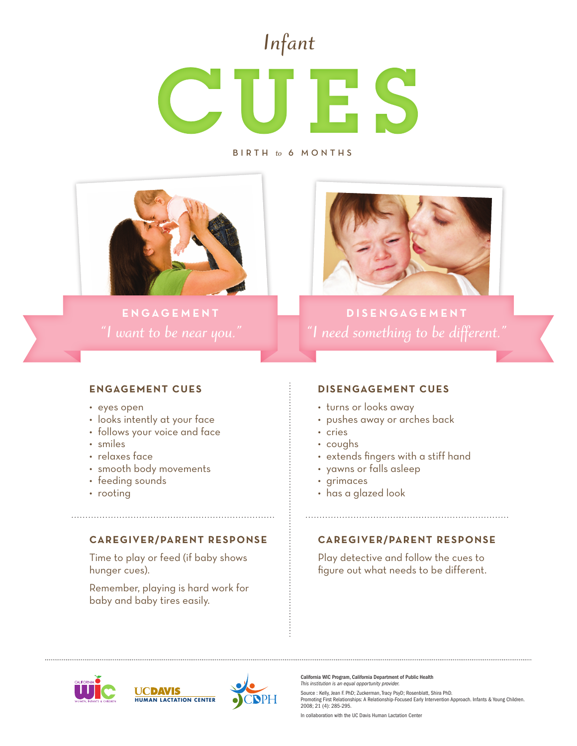# *Infant* CUES

BIRTH *to* 6 MONTHS

**ENGAGEMENT**

*"I want to be near you."*

**DISENGAGEMENT**

*"I need something to be different."*

## ENGAGEMENT CUES

- eyes open
- looks intently at your face
- follows your voice and face
- smiles
- relaxes face
- smooth body movements
- feeding sounds
- rooting

## CAREGIVER/PARENT RESPONSE

Time to play or feed (if baby shows hunger cues).

Remember, playing is hard work for baby and baby tires easily.

## DISENGAGEMENT CUES

- turns or looks away
- pushes away or arches back
- cries
- coughs
- extends fingers with a stiff hand
- yawns or falls asleep
- grimaces
- has a glazed look

## CAREGIVER/PARENT RESPONSE

Play detective and follow the cues to figure out what needs to be different.

California WIC Program, California Department of Public Health
*This institution is an equal opportunity provider.*

Source : Kelly, Jean F. PhD; Zuckerman, Tracy PsyD; Rosenblatt, Shira PhD. Promoting First Relationships: A Relationship-Focused Early Intervention Approach. Infants & Young Children. 2008; 21 (4): 285-295.

In collaboration with the UC Davis Human Lactation Center